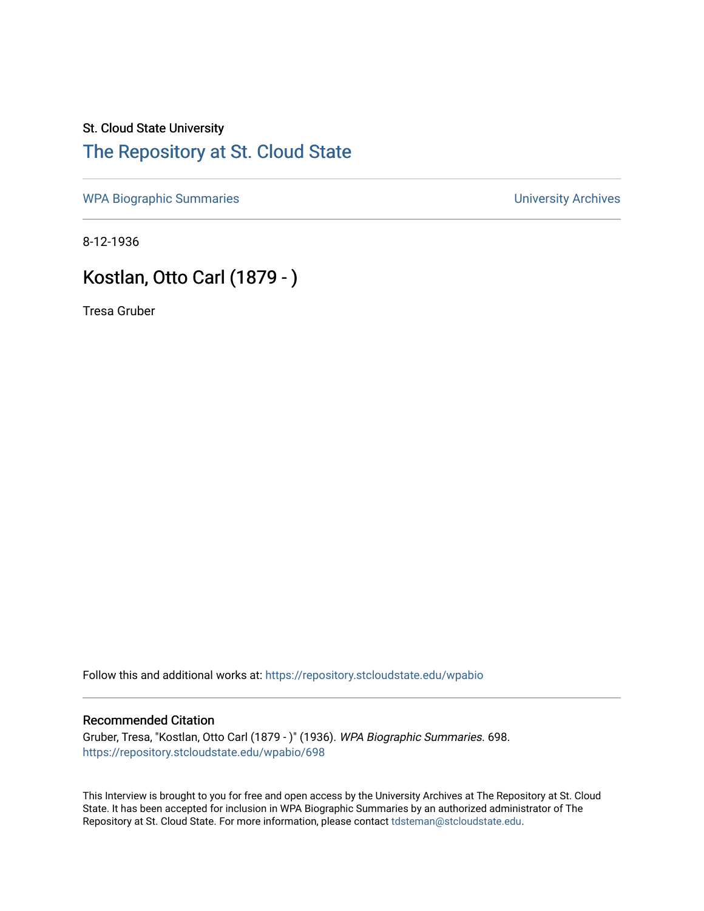St. Cloud State University

# The Repository at St. Cloud State

WPA Biographic Summaries

University Archives

8-12-1936

## Kostlan, Otto Carl (1879 - )

Tresa Gruber

Follow this and additional works at: https://repository.stcloudstate.edu/wpabio

### Recommended Citation

Gruber, Tresa, "Kostlan, Otto Carl (1879 - )" (1936). *WPA Biographic Summaries*. 698.
https://repository.stcloudstate.edu/wpabio/698

This Interview is brought to you for free and open access by the University Archives at The Repository at St. Cloud State. It has been accepted for inclusion in WPA Biographic Summaries by an authorized administrator of The Repository at St. Cloud State. For more information, please contact tdsteman@stcloudstate.edu.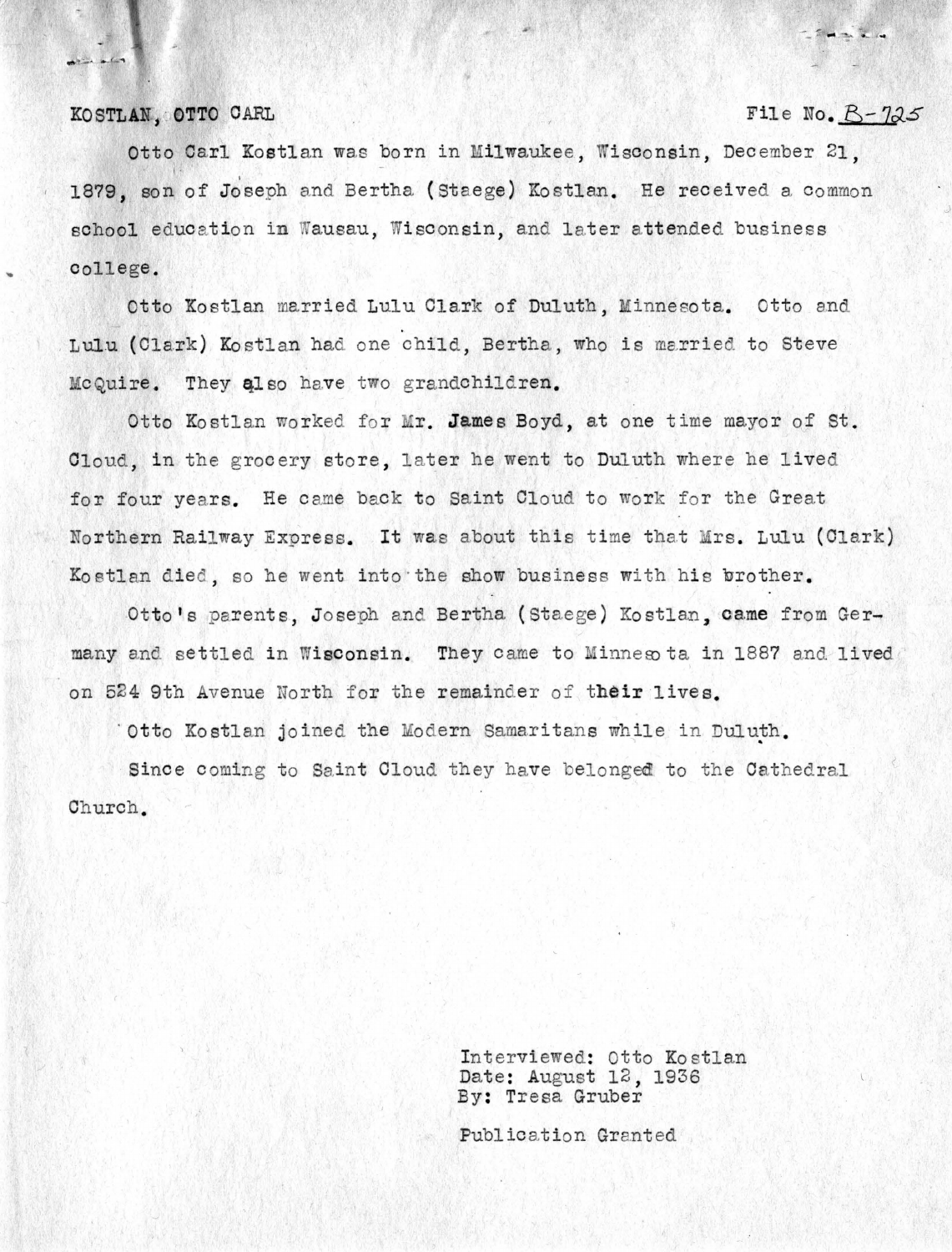KOSTLAN, OTTO CARL

File No. B-725

Otto Carl Kostlan was born in Milwaukee, Wisconsin, December 21, 1879, son of Joseph and Bertha (Staege) Kostlan. He received a common school education in Wausau, Wisconsin, and later attended business college.

Otto Kostlan married Lulu Clark of Duluth, Minnesota. Otto and Lulu (Clark) Kostlan had one child, Bertha, who is married to Steve McQuire. They also have two grandchildren.

Otto Kostlan worked for Mr. James Boyd, at one time mayor of St. Cloud, in the grocery store, later he went to Duluth where he lived for four years. He came back to Saint Cloud to work for the Great Northern Railway Express. It was about this time that Mrs. Lulu (Clark) Kostlan died, so he went into the show business with his brother.

Otto's parents, Joseph and Bertha (Staege) Kostlan, came from Germany and settled in Wisconsin. They came to Minnesota in 1887 and lived on 524 9th Avenue North for the remainder of their lives.

Otto Kostlan joined the Modern Samaritans while in Duluth.

Since coming to Saint Cloud they have belonged to the Cathedral Church.

Interviewed: Otto Kostlan
Date: August 12, 1936
By: Tresa Gruber

Publication Granted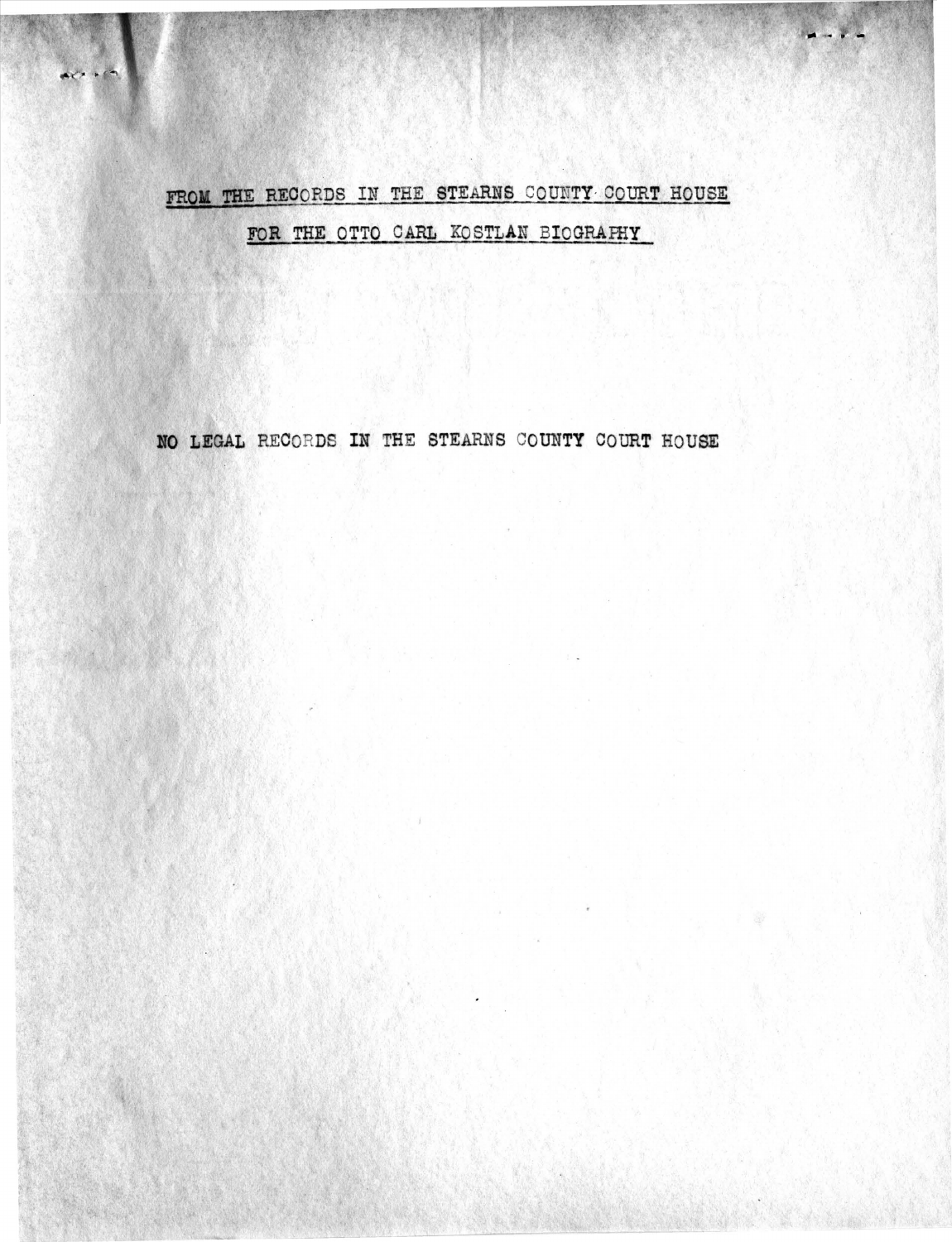FROM THE RECORDS IN THE STEARNS COUNTY COURT HOUSE

FOR THE OTTO CARL KOSTLAN BIOGRAPHY

NO LEGAL RECORDS IN THE STEARNS COUNTY COURT HOUSE